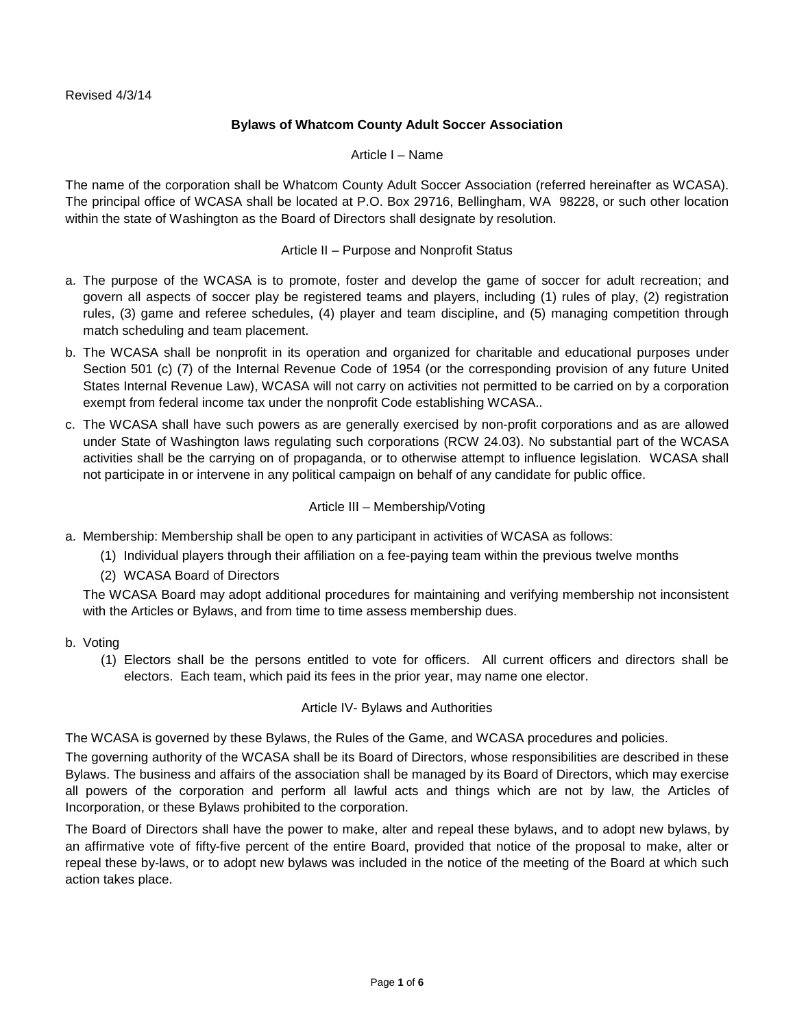Revised 4/3/14

# Bylaws of Whatcom County Adult Soccer Association

## Article I – Name

The name of the corporation shall be Whatcom County Adult Soccer Association (referred hereinafter as WCASA). The principal office of WCASA shall be located at P.O. Box 29716, Bellingham, WA 98228, or such other location within the state of Washington as the Board of Directors shall designate by resolution.

## Article II – Purpose and Nonprofit Status

a. The purpose of the WCASA is to promote, foster and develop the game of soccer for adult recreation; and govern all aspects of soccer play be registered teams and players, including (1) rules of play, (2) registration rules, (3) game and referee schedules, (4) player and team discipline, and (5) managing competition through match scheduling and team placement.

b. The WCASA shall be nonprofit in its operation and organized for charitable and educational purposes under Section 501 (c) (7) of the Internal Revenue Code of 1954 (or the corresponding provision of any future United States Internal Revenue Law), WCASA will not carry on activities not permitted to be carried on by a corporation exempt from federal income tax under the nonprofit Code establishing WCASA..

c. The WCASA shall have such powers as are generally exercised by non-profit corporations and as are allowed under State of Washington laws regulating such corporations (RCW 24.03). No substantial part of the WCASA activities shall be the carrying on of propaganda, or to otherwise attempt to influence legislation. WCASA shall not participate in or intervene in any political campaign on behalf of any candidate for public office.

## Article III – Membership/Voting

a. Membership: Membership shall be open to any participant in activities of WCASA as follows:
   (1) Individual players through their affiliation on a fee-paying team within the previous twelve months
   (2) WCASA Board of Directors

   The WCASA Board may adopt additional procedures for maintaining and verifying membership not inconsistent with the Articles or Bylaws, and from time to time assess membership dues.

b. Voting
   (1) Electors shall be the persons entitled to vote for officers. All current officers and directors shall be electors. Each team, which paid its fees in the prior year, may name one elector.

## Article IV- Bylaws and Authorities

The WCASA is governed by these Bylaws, the Rules of the Game, and WCASA procedures and policies.

The governing authority of the WCASA shall be its Board of Directors, whose responsibilities are described in these Bylaws. The business and affairs of the association shall be managed by its Board of Directors, which may exercise all powers of the corporation and perform all lawful acts and things which are not by law, the Articles of Incorporation, or these Bylaws prohibited to the corporation.

The Board of Directors shall have the power to make, alter and repeal these bylaws, and to adopt new bylaws, by an affirmative vote of fifty-five percent of the entire Board, provided that notice of the proposal to make, alter or repeal these by-laws, or to adopt new bylaws was included in the notice of the meeting of the Board at which such action takes place.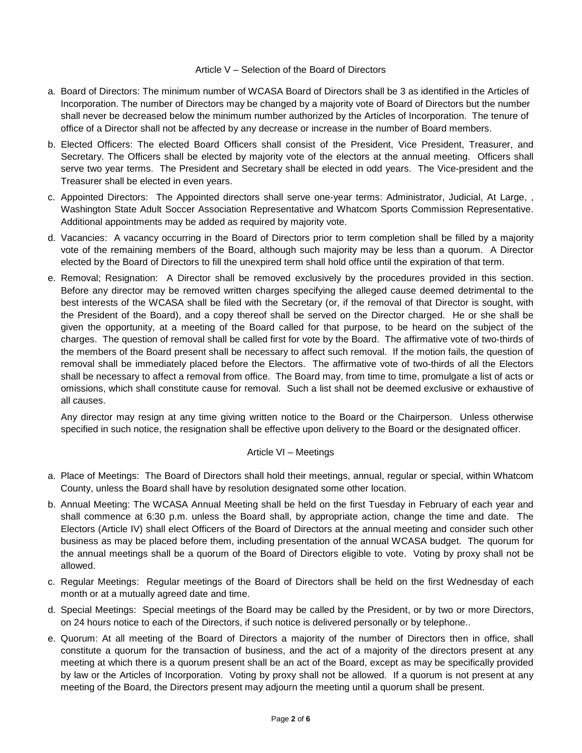## Article V – Selection of the Board of Directors

a. Board of Directors: The minimum number of WCASA Board of Directors shall be 3 as identified in the Articles of Incorporation. The number of Directors may be changed by a majority vote of Board of Directors but the number shall never be decreased below the minimum number authorized by the Articles of Incorporation. The tenure of office of a Director shall not be affected by any decrease or increase in the number of Board members.

b. Elected Officers: The elected Board Officers shall consist of the President, Vice President, Treasurer, and Secretary. The Officers shall be elected by majority vote of the electors at the annual meeting. Officers shall serve two year terms. The President and Secretary shall be elected in odd years. The Vice-president and the Treasurer shall be elected in even years.

c. Appointed Directors: The Appointed directors shall serve one-year terms: Administrator, Judicial, At Large, , Washington State Adult Soccer Association Representative and Whatcom Sports Commission Representative. Additional appointments may be added as required by majority vote.

d. Vacancies: A vacancy occurring in the Board of Directors prior to term completion shall be filled by a majority vote of the remaining members of the Board, although such majority may be less than a quorum. A Director elected by the Board of Directors to fill the unexpired term shall hold office until the expiration of that term.

e. Removal; Resignation: A Director shall be removed exclusively by the procedures provided in this section. Before any director may be removed written charges specifying the alleged cause deemed detrimental to the best interests of the WCASA shall be filed with the Secretary (or, if the removal of that Director is sought, with the President of the Board), and a copy thereof shall be served on the Director charged. He or she shall be given the opportunity, at a meeting of the Board called for that purpose, to be heard on the subject of the charges. The question of removal shall be called first for vote by the Board. The affirmative vote of two-thirds of the members of the Board present shall be necessary to affect such removal. If the motion fails, the question of removal shall be immediately placed before the Electors. The affirmative vote of two-thirds of all the Electors shall be necessary to affect a removal from office. The Board may, from time to time, promulgate a list of acts or omissions, which shall constitute cause for removal. Such a list shall not be deemed exclusive or exhaustive of all causes.

   Any director may resign at any time giving written notice to the Board or the Chairperson. Unless otherwise specified in such notice, the resignation shall be effective upon delivery to the Board or the designated officer.

## Article VI – Meetings

a. Place of Meetings: The Board of Directors shall hold their meetings, annual, regular or special, within Whatcom County, unless the Board shall have by resolution designated some other location.

b. Annual Meeting: The WCASA Annual Meeting shall be held on the first Tuesday in February of each year and shall commence at 6:30 p.m. unless the Board shall, by appropriate action, change the time and date. The Electors (Article IV) shall elect Officers of the Board of Directors at the annual meeting and consider such other business as may be placed before them, including presentation of the annual WCASA budget. The quorum for the annual meetings shall be a quorum of the Board of Directors eligible to vote. Voting by proxy shall not be allowed.

c. Regular Meetings: Regular meetings of the Board of Directors shall be held on the first Wednesday of each month or at a mutually agreed date and time.

d. Special Meetings: Special meetings of the Board may be called by the President, or by two or more Directors, on 24 hours notice to each of the Directors, if such notice is delivered personally or by telephone..

e. Quorum: At all meeting of the Board of Directors a majority of the number of Directors then in office, shall constitute a quorum for the transaction of business, and the act of a majority of the directors present at any meeting at which there is a quorum present shall be an act of the Board, except as may be specifically provided by law or the Articles of Incorporation. Voting by proxy shall not be allowed. If a quorum is not present at any meeting of the Board, the Directors present may adjourn the meeting until a quorum shall be present.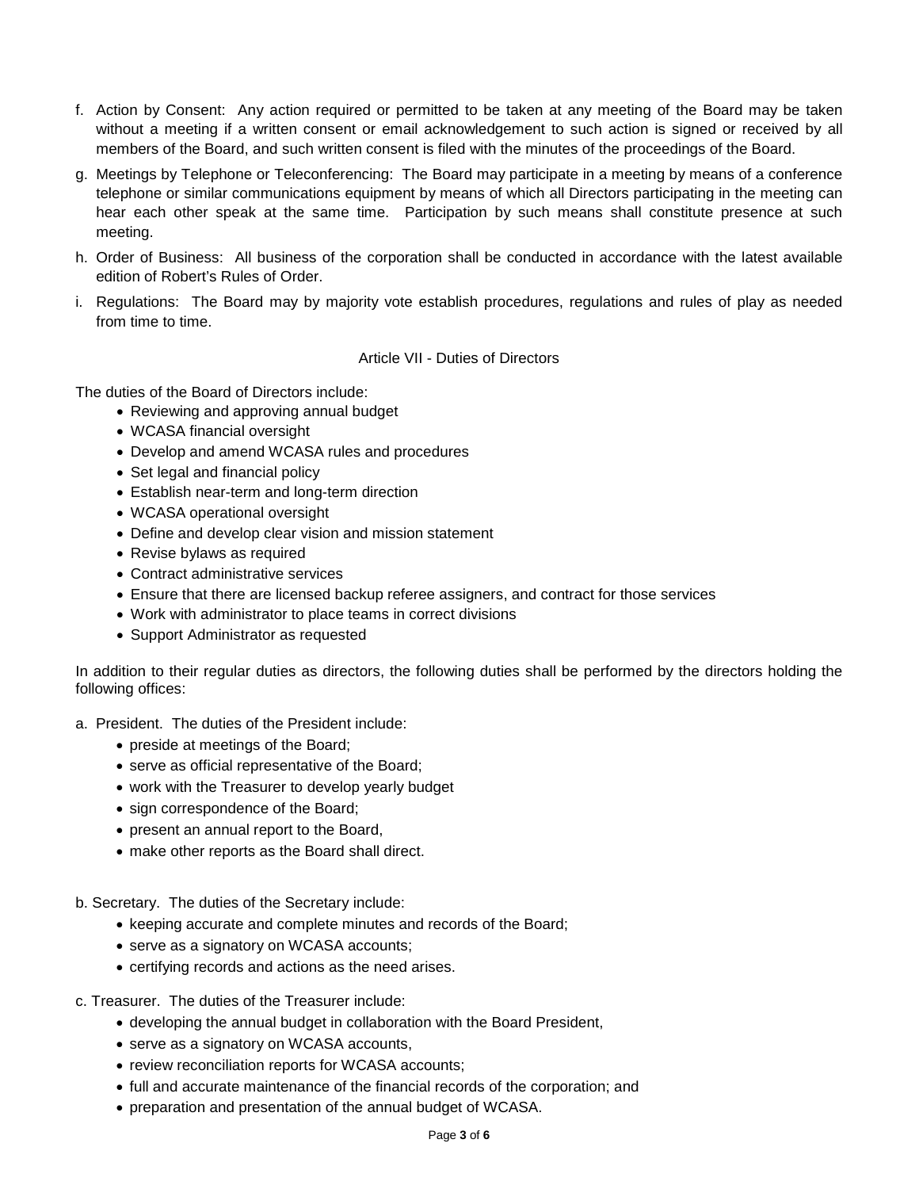f. Action by Consent: Any action required or permitted to be taken at any meeting of the Board may be taken without a meeting if a written consent or email acknowledgement to such action is signed or received by all members of the Board, and such written consent is filed with the minutes of the proceedings of the Board.

g. Meetings by Telephone or Teleconferencing: The Board may participate in a meeting by means of a conference telephone or similar communications equipment by means of which all Directors participating in the meeting can hear each other speak at the same time. Participation by such means shall constitute presence at such meeting.

h. Order of Business: All business of the corporation shall be conducted in accordance with the latest available edition of Robert's Rules of Order.

i. Regulations: The Board may by majority vote establish procedures, regulations and rules of play as needed from time to time.

## Article VII - Duties of Directors

The duties of the Board of Directors include:

- Reviewing and approving annual budget
- WCASA financial oversight
- Develop and amend WCASA rules and procedures
- Set legal and financial policy
- Establish near-term and long-term direction
- WCASA operational oversight
- Define and develop clear vision and mission statement
- Revise bylaws as required
- Contract administrative services
- Ensure that there are licensed backup referee assigners, and contract for those services
- Work with administrator to place teams in correct divisions
- Support Administrator as requested

In addition to their regular duties as directors, the following duties shall be performed by the directors holding the following offices:

a. President. The duties of the President include:

- preside at meetings of the Board;
- serve as official representative of the Board;
- work with the Treasurer to develop yearly budget
- sign correspondence of the Board;
- present an annual report to the Board,
- make other reports as the Board shall direct.

b. Secretary. The duties of the Secretary include:

- keeping accurate and complete minutes and records of the Board;
- serve as a signatory on WCASA accounts;
- certifying records and actions as the need arises.

c. Treasurer. The duties of the Treasurer include:

- developing the annual budget in collaboration with the Board President,
- serve as a signatory on WCASA accounts,
- review reconciliation reports for WCASA accounts;
- full and accurate maintenance of the financial records of the corporation; and
- preparation and presentation of the annual budget of WCASA.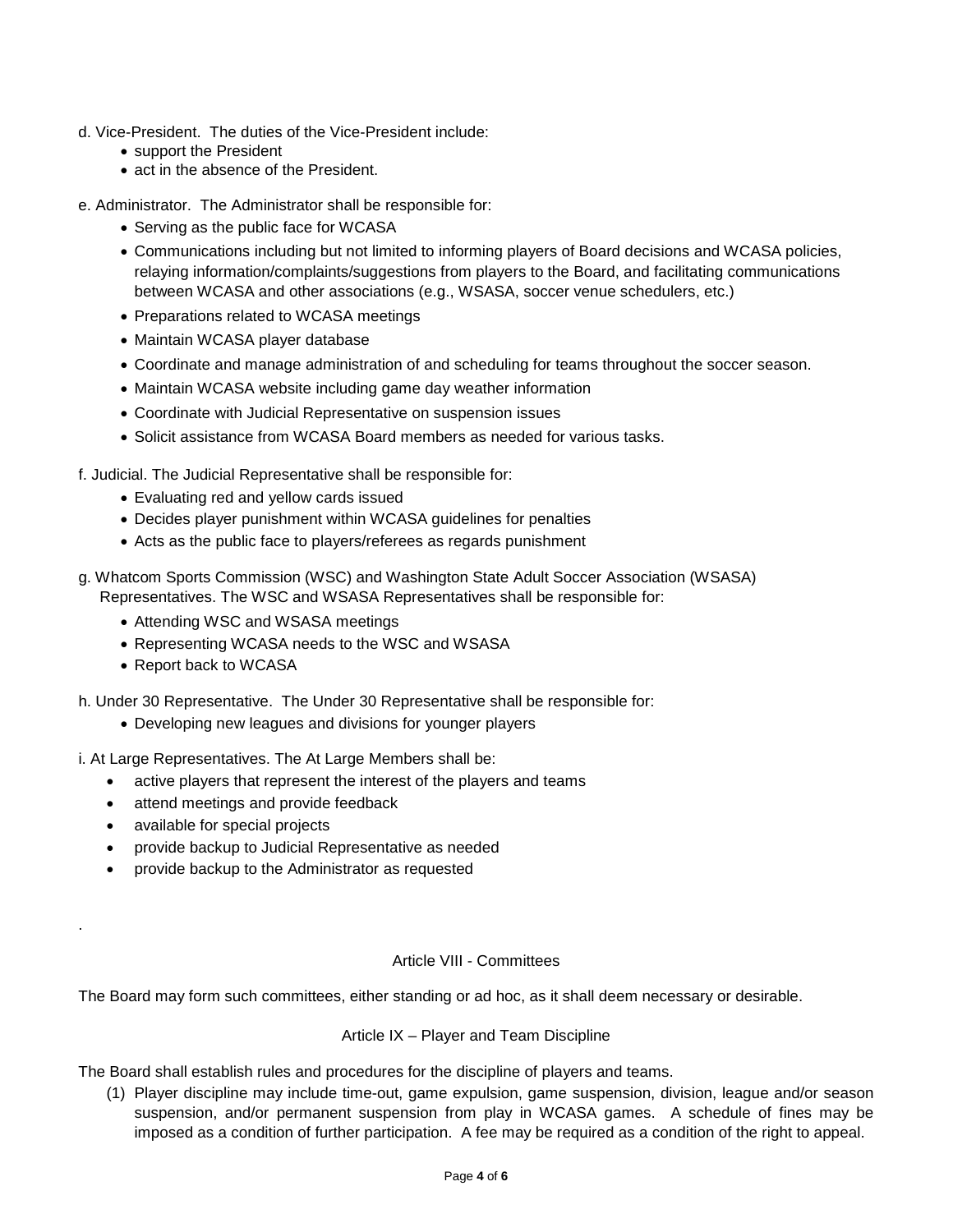d. Vice-President. The duties of the Vice-President include:

- support the President
- act in the absence of the President.

e. Administrator. The Administrator shall be responsible for:

- Serving as the public face for WCASA
- Communications including but not limited to informing players of Board decisions and WCASA policies, relaying information/complaints/suggestions from players to the Board, and facilitating communications between WCASA and other associations (e.g., WSASA, soccer venue schedulers, etc.)
- Preparations related to WCASA meetings
- Maintain WCASA player database
- Coordinate and manage administration of and scheduling for teams throughout the soccer season.
- Maintain WCASA website including game day weather information
- Coordinate with Judicial Representative on suspension issues
- Solicit assistance from WCASA Board members as needed for various tasks.

f. Judicial. The Judicial Representative shall be responsible for:

- Evaluating red and yellow cards issued
- Decides player punishment within WCASA guidelines for penalties
- Acts as the public face to players/referees as regards punishment

g. Whatcom Sports Commission (WSC) and Washington State Adult Soccer Association (WSASA) Representatives. The WSC and WSASA Representatives shall be responsible for:

- Attending WSC and WSASA meetings
- Representing WCASA needs to the WSC and WSASA
- Report back to WCASA

h. Under 30 Representative. The Under 30 Representative shall be responsible for:

- Developing new leagues and divisions for younger players

i. At Large Representatives. The At Large Members shall be:

- active players that represent the interest of the players and teams
- attend meetings and provide feedback
- available for special projects
- provide backup to Judicial Representative as needed
- provide backup to the Administrator as requested

.

## Article VIII - Committees

The Board may form such committees, either standing or ad hoc, as it shall deem necessary or desirable.

## Article IX – Player and Team Discipline

The Board shall establish rules and procedures for the discipline of players and teams.

(1) Player discipline may include time-out, game expulsion, game suspension, division, league and/or season suspension, and/or permanent suspension from play in WCASA games. A schedule of fines may be imposed as a condition of further participation. A fee may be required as a condition of the right to appeal.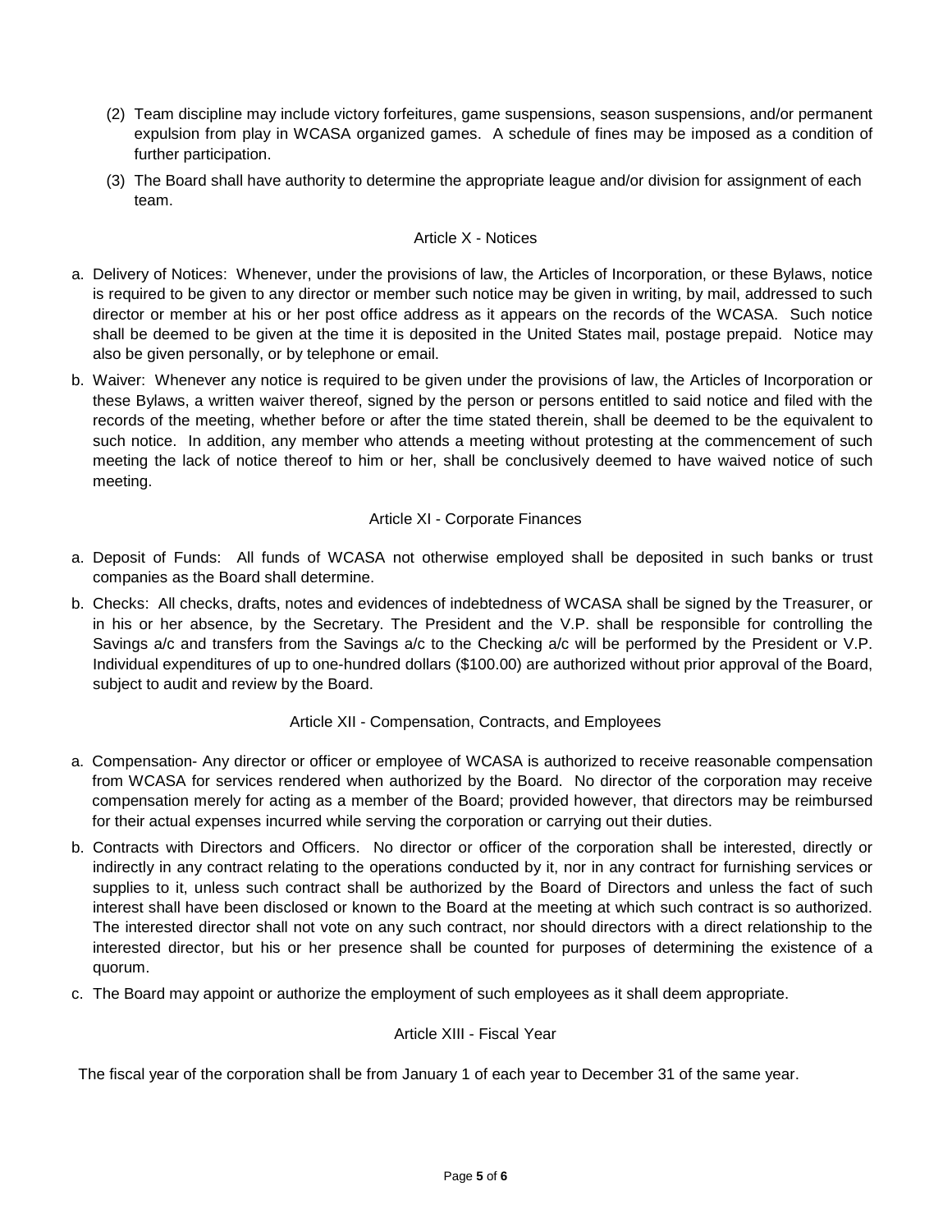(2) Team discipline may include victory forfeitures, game suspensions, season suspensions, and/or permanent expulsion from play in WCASA organized games. A schedule of fines may be imposed as a condition of further participation.

(3) The Board shall have authority to determine the appropriate league and/or division for assignment of each team.

## Article X - Notices

a. Delivery of Notices: Whenever, under the provisions of law, the Articles of Incorporation, or these Bylaws, notice is required to be given to any director or member such notice may be given in writing, by mail, addressed to such director or member at his or her post office address as it appears on the records of the WCASA. Such notice shall be deemed to be given at the time it is deposited in the United States mail, postage prepaid. Notice may also be given personally, or by telephone or email.

b. Waiver: Whenever any notice is required to be given under the provisions of law, the Articles of Incorporation or these Bylaws, a written waiver thereof, signed by the person or persons entitled to said notice and filed with the records of the meeting, whether before or after the time stated therein, shall be deemed to be the equivalent to such notice. In addition, any member who attends a meeting without protesting at the commencement of such meeting the lack of notice thereof to him or her, shall be conclusively deemed to have waived notice of such meeting.

## Article XI - Corporate Finances

a. Deposit of Funds: All funds of WCASA not otherwise employed shall be deposited in such banks or trust companies as the Board shall determine.

b. Checks: All checks, drafts, notes and evidences of indebtedness of WCASA shall be signed by the Treasurer, or in his or her absence, by the Secretary. The President and the V.P. shall be responsible for controlling the Savings a/c and transfers from the Savings a/c to the Checking a/c will be performed by the President or V.P. Individual expenditures of up to one-hundred dollars ($100.00) are authorized without prior approval of the Board, subject to audit and review by the Board.

## Article XII - Compensation, Contracts, and Employees

a. Compensation- Any director or officer or employee of WCASA is authorized to receive reasonable compensation from WCASA for services rendered when authorized by the Board. No director of the corporation may receive compensation merely for acting as a member of the Board; provided however, that directors may be reimbursed for their actual expenses incurred while serving the corporation or carrying out their duties.

b. Contracts with Directors and Officers. No director or officer of the corporation shall be interested, directly or indirectly in any contract relating to the operations conducted by it, nor in any contract for furnishing services or supplies to it, unless such contract shall be authorized by the Board of Directors and unless the fact of such interest shall have been disclosed or known to the Board at the meeting at which such contract is so authorized. The interested director shall not vote on any such contract, nor should directors with a direct relationship to the interested director, but his or her presence shall be counted for purposes of determining the existence of a quorum.

c. The Board may appoint or authorize the employment of such employees as it shall deem appropriate.

## Article XIII - Fiscal Year

The fiscal year of the corporation shall be from January 1 of each year to December 31 of the same year.